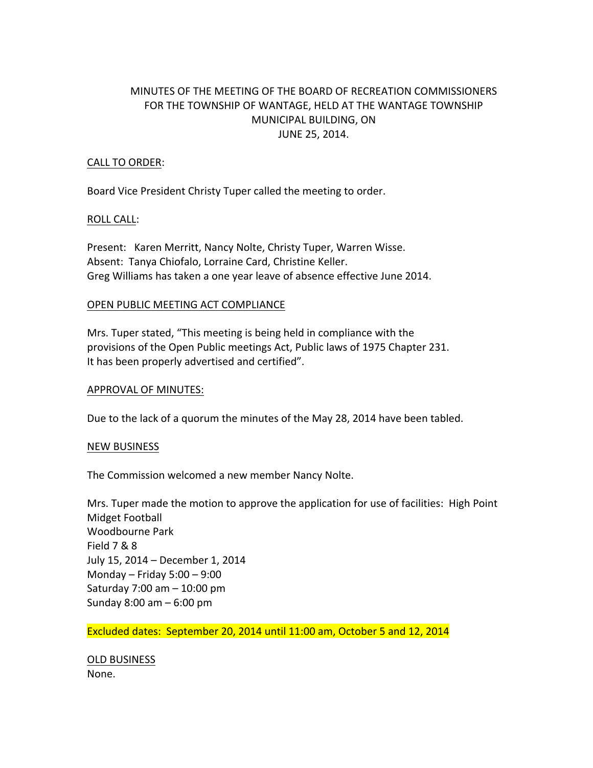# MINUTES OF THE MEETING OF THE BOARD OF RECREATION COMMISSIONERS FOR THE TOWNSHIP OF WANTAGE, HELD AT THE WANTAGE TOWNSHIP MUNICIPAL BUILDING, ON JUNE 25, 2014.

## CALL TO ORDER:

Board Vice President Christy Tuper called the meeting to order.

## ROLL CALL:

Present: Karen Merritt, Nancy Nolte, Christy Tuper, Warren Wisse.
Absent: Tanya Chiofalo, Lorraine Card, Christine Keller.
Greg Williams has taken a one year leave of absence effective June 2014.

## OPEN PUBLIC MEETING ACT COMPLIANCE

Mrs. Tuper stated, "This meeting is being held in compliance with the provisions of the Open Public meetings Act, Public laws of 1975 Chapter 231. It has been properly advertised and certified".

## APPROVAL OF MINUTES:

Due to the lack of a quorum the minutes of the May 28, 2014 have been tabled.

## NEW BUSINESS

The Commission welcomed a new member Nancy Nolte.

Mrs. Tuper made the motion to approve the application for use of facilities: High Point Midget Football
Woodbourne Park
Field 7 & 8
July 15, 2014 – December 1, 2014
Monday – Friday 5:00 – 9:00
Saturday 7:00 am – 10:00 pm
Sunday 8:00 am – 6:00 pm

Excluded dates: September 20, 2014 until 11:00 am, October 5 and 12, 2014

## OLD BUSINESS

None.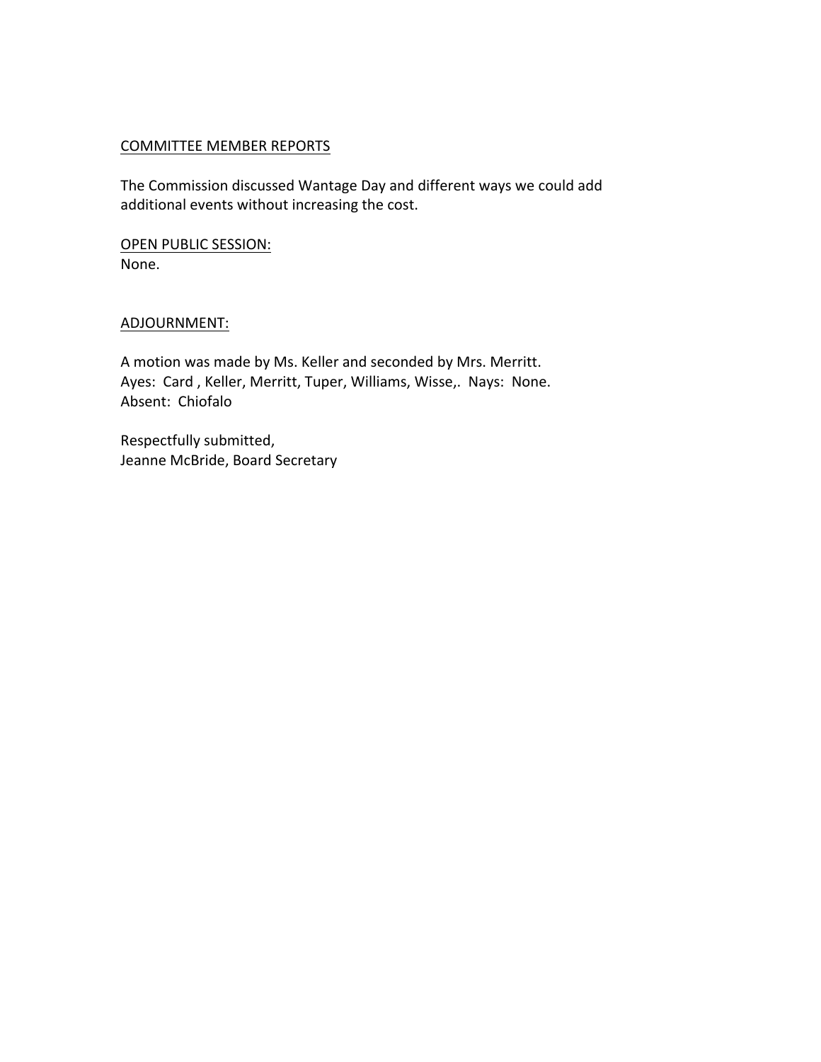COMMITTEE MEMBER REPORTS

The Commission discussed Wantage Day and different ways we could add additional events without increasing the cost.

OPEN PUBLIC SESSION:
None.

ADJOURNMENT:

A motion was made by Ms. Keller and seconded by Mrs. Merritt.
Ayes: Card , Keller, Merritt, Tuper, Williams, Wisse,. Nays: None.
Absent: Chiofalo

Respectfully submitted,
Jeanne McBride, Board Secretary